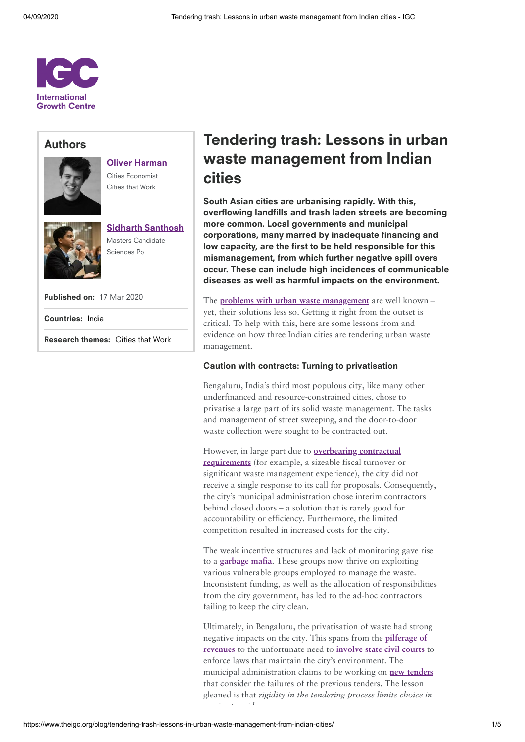International Growth Centre

## Authors

**Oliver Harman**
Cities Economist
Cities that Work

**Sidharth Santhosh**
Masters Candidate
Sciences Po

**Published on:** 17 Mar 2020

**Countries:** India

**Research themes:** Cities that Work

# Tendering trash: Lessons in urban waste management from Indian cities

**South Asian cities are urbanising rapidly. With this, overflowing landfills and trash laden streets are becoming more common. Local governments and municipal corporations, many marred by inadequate financing and low capacity, are the first to be held responsible for this mismanagement, from which further negative spill overs occur. These can include high incidences of communicable diseases as well as harmful impacts on the environment.**

The problems with urban waste management are well known – yet, their solutions less so. Getting it right from the outset is critical. To help with this, here are some lessons from and evidence on how three Indian cities are tendering urban waste management.

### Caution with contracts: Turning to privatisation

Bengaluru, India's third most populous city, like many other underfinanced and resource-constrained cities, chose to privatise a large part of its solid waste management. The tasks and management of street sweeping, and the door-to-door waste collection were sought to be contracted out.

However, in large part due to overbearing contractual requirements (for example, a sizeable fiscal turnover or significant waste management experience), the city did not receive a single response to its call for proposals. Consequently, the city's municipal administration chose interim contractors behind closed doors – a solution that is rarely good for accountability or efficiency. Furthermore, the limited competition resulted in increased costs for the city.

The weak incentive structures and lack of monitoring gave rise to a garbage mafia. These groups now thrive on exploiting various vulnerable groups employed to manage the waste. Inconsistent funding, as well as the allocation of responsibilities from the city government, has led to the ad-hoc contractors failing to keep the city clean.

Ultimately, in Bengaluru, the privatisation of waste had strong negative impacts on the city. This spans from the pilferage of revenues to the unfortunate need to involve state civil courts to enforce laws that maintain the city's environment. The municipal administration claims to be working on new tenders that consider the failures of the previous tenders. The lesson gleaned is that *rigidity in the tendering process limits choice in*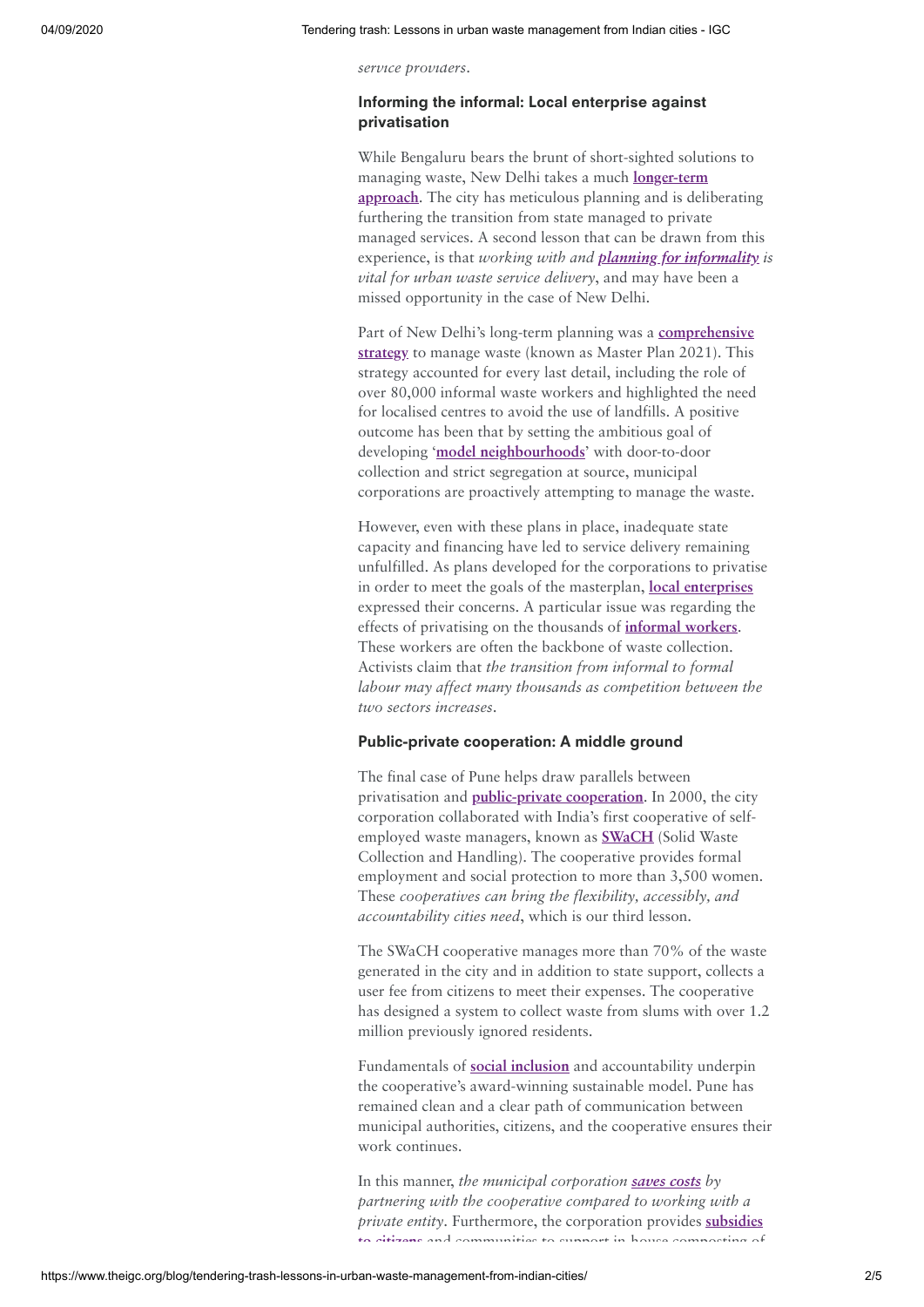*service providers.*

### Informing the informal: Local enterprise against privatisation

While Bengaluru bears the brunt of short-sighted solutions to managing waste, New Delhi takes a much **longer-term approach**. The city has meticulous planning and is deliberating furthering the transition from state managed to private managed services. A second lesson that can be drawn from this experience, is that *working with and **planning for informality** is vital for urban waste service delivery*, and may have been a missed opportunity in the case of New Delhi.

Part of New Delhi's long-term planning was a **comprehensive strategy** to manage waste (known as Master Plan 2021). This strategy accounted for every last detail, including the role of over 80,000 informal waste workers and highlighted the need for localised centres to avoid the use of landfills. A positive outcome has been that by setting the ambitious goal of developing '**model neighbourhoods**' with door-to-door collection and strict segregation at source, municipal corporations are proactively attempting to manage the waste.

However, even with these plans in place, inadequate state capacity and financing have led to service delivery remaining unfulfilled. As plans developed for the corporations to privatise in order to meet the goals of the masterplan, **local enterprises** expressed their concerns. A particular issue was regarding the effects of privatising on the thousands of **informal workers**. These workers are often the backbone of waste collection. Activists claim that *the transition from informal to formal labour may affect many thousands as competition between the two sectors increases.*

### Public-private cooperation: A middle ground

The final case of Pune helps draw parallels between privatisation and **public-private cooperation**. In 2000, the city corporation collaborated with India's first cooperative of self-employed waste managers, known as **SWaCH** (Solid Waste Collection and Handling). The cooperative provides formal employment and social protection to more than 3,500 women. These *cooperatives can bring the flexibility, accessibly, and accountability cities need*, which is our third lesson.

The SWaCH cooperative manages more than 70% of the waste generated in the city and in addition to state support, collects a user fee from citizens to meet their expenses. The cooperative has designed a system to collect waste from slums with over 1.2 million previously ignored residents.

Fundamentals of **social inclusion** and accountability underpin the cooperative's award-winning sustainable model. Pune has remained clean and a clear path of communication between municipal authorities, citizens, and the cooperative ensures their work continues.

In this manner, *the municipal corporation **saves costs** by partnering with the cooperative compared to working with a private entity*. Furthermore, the corporation provides **subsidies to citizens** and communities to support in-house composting of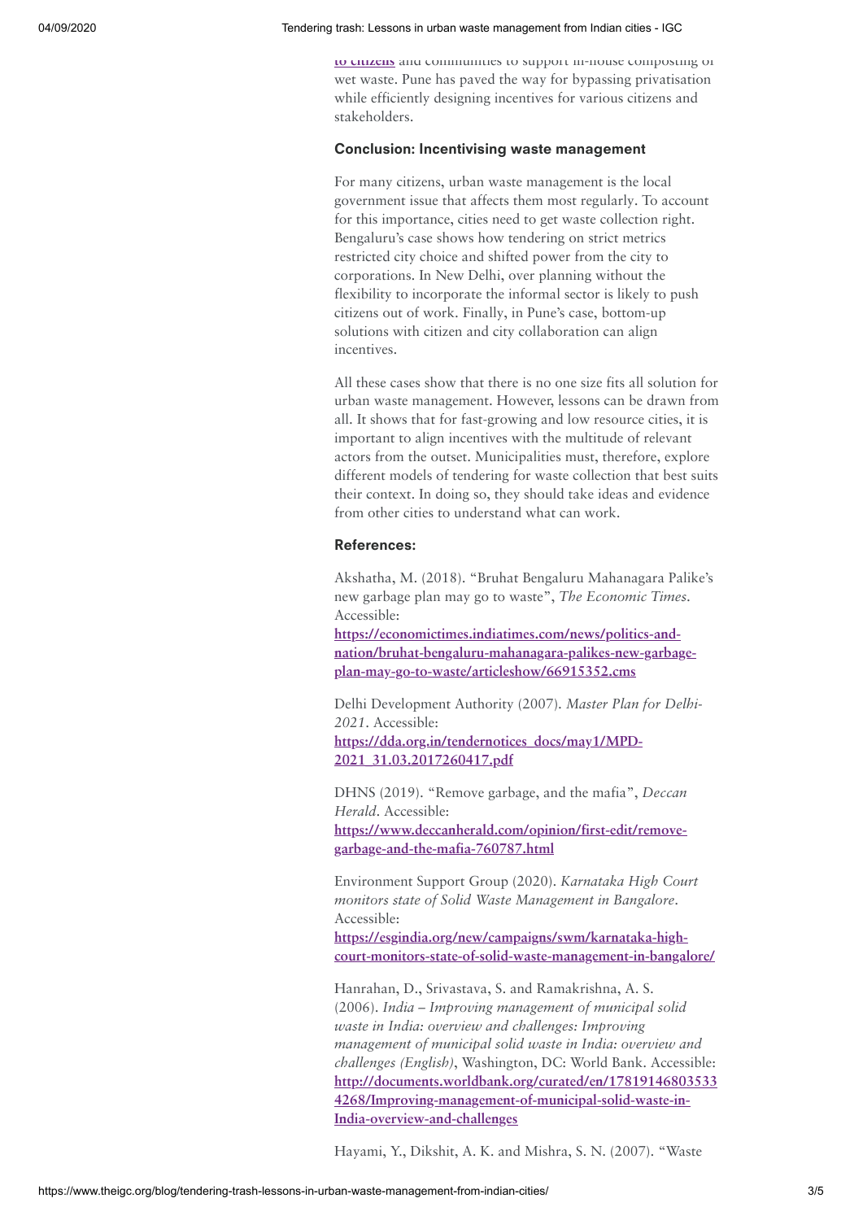to citizens and communities to support in-house composting of wet waste. Pune has paved the way for bypassing privatisation while efficiently designing incentives for various citizens and stakeholders.

### Conclusion: Incentivising waste management

For many citizens, urban waste management is the local government issue that affects them most regularly. To account for this importance, cities need to get waste collection right. Bengaluru's case shows how tendering on strict metrics restricted city choice and shifted power from the city to corporations. In New Delhi, over planning without the flexibility to incorporate the informal sector is likely to push citizens out of work. Finally, in Pune's case, bottom-up solutions with citizen and city collaboration can align incentives.

All these cases show that there is no one size fits all solution for urban waste management. However, lessons can be drawn from all. It shows that for fast-growing and low resource cities, it is important to align incentives with the multitude of relevant actors from the outset. Municipalities must, therefore, explore different models of tendering for waste collection that best suits their context. In doing so, they should take ideas and evidence from other cities to understand what can work.

### References:

Akshatha, M. (2018). "Bruhat Bengaluru Mahanagara Palike's new garbage plan may go to waste", *The Economic Times*. Accessible: **https://economictimes.indiatimes.com/news/politics-and-nation/bruhat-bengaluru-mahanagara-palikes-new-garbage-plan-may-go-to-waste/articleshow/66915352.cms**

Delhi Development Authority (2007). *Master Plan for Delhi-2021*. Accessible: **https://dda.org.in/tendernotices_docs/may1/MPD-2021_31.03.2017260417.pdf**

DHNS (2019). "Remove garbage, and the mafia", *Deccan Herald*. Accessible: **https://www.deccanherald.com/opinion/first-edit/remove-garbage-and-the-mafia-760787.html**

Environment Support Group (2020). *Karnataka High Court monitors state of Solid Waste Management in Bangalore*. Accessible: **https://esgindia.org/new/campaigns/swm/karnataka-high-court-monitors-state-of-solid-waste-management-in-bangalore/**

Hanrahan, D., Srivastava, S. and Ramakrishna, A. S. (2006). *India – Improving management of municipal solid waste in India: overview and challenges: Improving management of municipal solid waste in India: overview and challenges (English)*, Washington, DC: World Bank. Accessible: **http://documents.worldbank.org/curated/en/178191468035334268/Improving-management-of-municipal-solid-waste-in-India-overview-and-challenges**

Hayami, Y., Dikshit, A. K. and Mishra, S. N. (2007). "Waste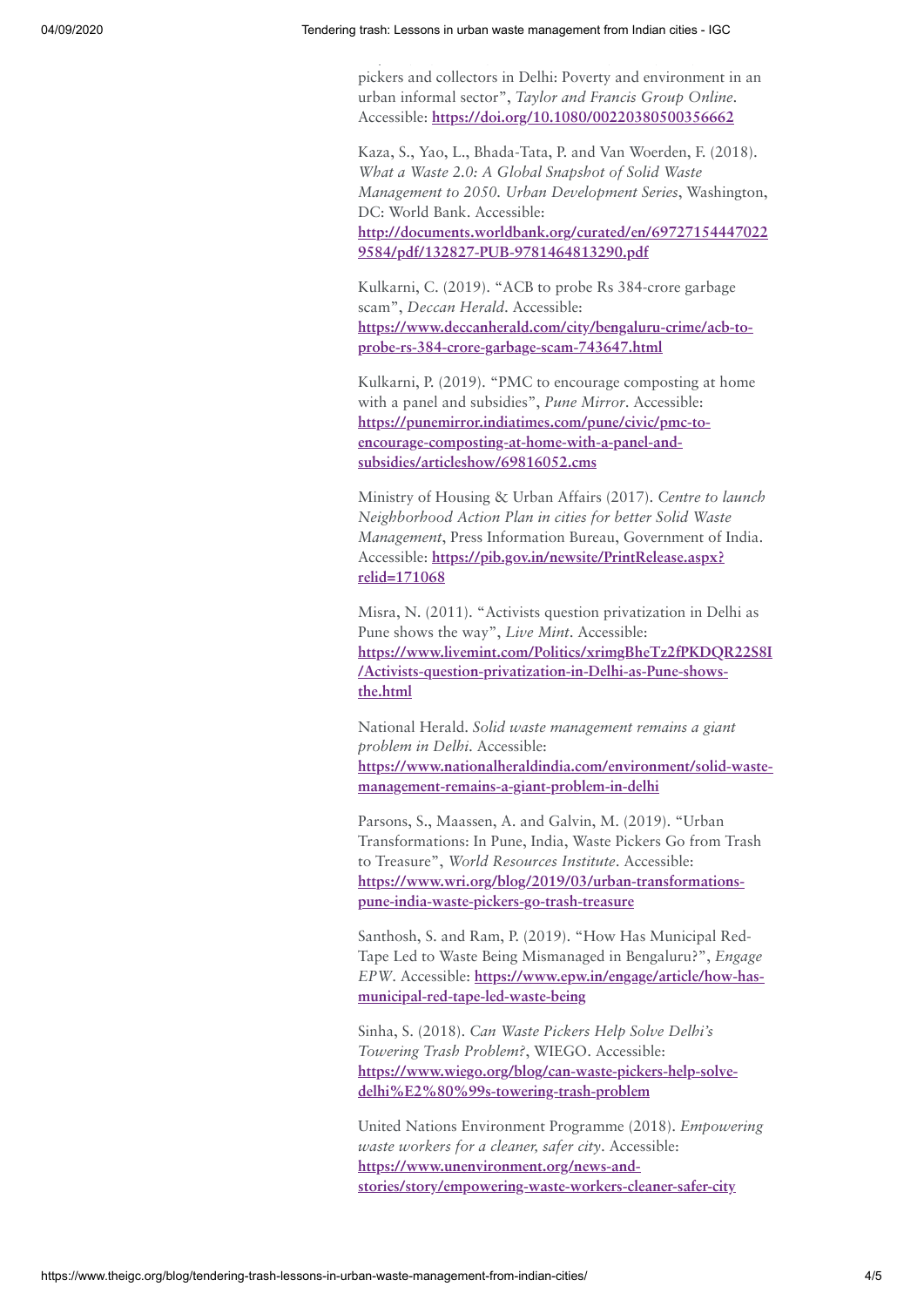pickers and collectors in Delhi: Poverty and environment in an urban informal sector", *Taylor and Francis Group Online*. Accessible: **https://doi.org/10.1080/00220380500356662**

Kaza, S., Yao, L., Bhada-Tata, P. and Van Woerden, F. (2018). *What a Waste 2.0: A Global Snapshot of Solid Waste Management to 2050. Urban Development Series*, Washington, DC: World Bank. Accessible: **http://documents.worldbank.org/curated/en/697271544470229584/pdf/132827-PUB-9781464813290.pdf**

Kulkarni, C. (2019). "ACB to probe Rs 384-crore garbage scam", *Deccan Herald*. Accessible: **https://www.deccanherald.com/city/bengaluru-crime/acb-to-probe-rs-384-crore-garbage-scam-743647.html**

Kulkarni, P. (2019). "PMC to encourage composting at home with a panel and subsidies", *Pune Mirror*. Accessible: **https://punemirror.indiatimes.com/pune/civic/pmc-to-encourage-composting-at-home-with-a-panel-and-subsidies/articleshow/69816052.cms**

Ministry of Housing & Urban Affairs (2017). *Centre to launch Neighborhood Action Plan in cities for better Solid Waste Management*, Press Information Bureau, Government of India. Accessible: **https://pib.gov.in/newsite/PrintRelease.aspx?relid=171068**

Misra, N. (2011). "Activists question privatization in Delhi as Pune shows the way", *Live Mint*. Accessible: **https://www.livemint.com/Politics/xrimgBheTz2fPKDQR22S8I/Activists-question-privatization-in-Delhi-as-Pune-shows-the.html**

National Herald. *Solid waste management remains a giant problem in Delhi*. Accessible: **https://www.nationalheraldindia.com/environment/solid-waste-management-remains-a-giant-problem-in-delhi**

Parsons, S., Maassen, A. and Galvin, M. (2019). "Urban Transformations: In Pune, India, Waste Pickers Go from Trash to Treasure", *World Resources Institute*. Accessible: **https://www.wri.org/blog/2019/03/urban-transformations-pune-india-waste-pickers-go-trash-treasure**

Santhosh, S. and Ram, P. (2019). "How Has Municipal Red-Tape Led to Waste Being Mismanaged in Bengaluru?", *Engage EPW*. Accessible: **https://www.epw.in/engage/article/how-has-municipal-red-tape-led-waste-being**

Sinha, S. (2018). *Can Waste Pickers Help Solve Delhi's Towering Trash Problem?*, WIEGO. Accessible: **https://www.wiego.org/blog/can-waste-pickers-help-solve-delhi%E2%80%99s-towering-trash-problem**

United Nations Environment Programme (2018). *Empowering waste workers for a cleaner, safer city*. Accessible: **https://www.unenvironment.org/news-and-stories/story/empowering-waste-workers-cleaner-safer-city**